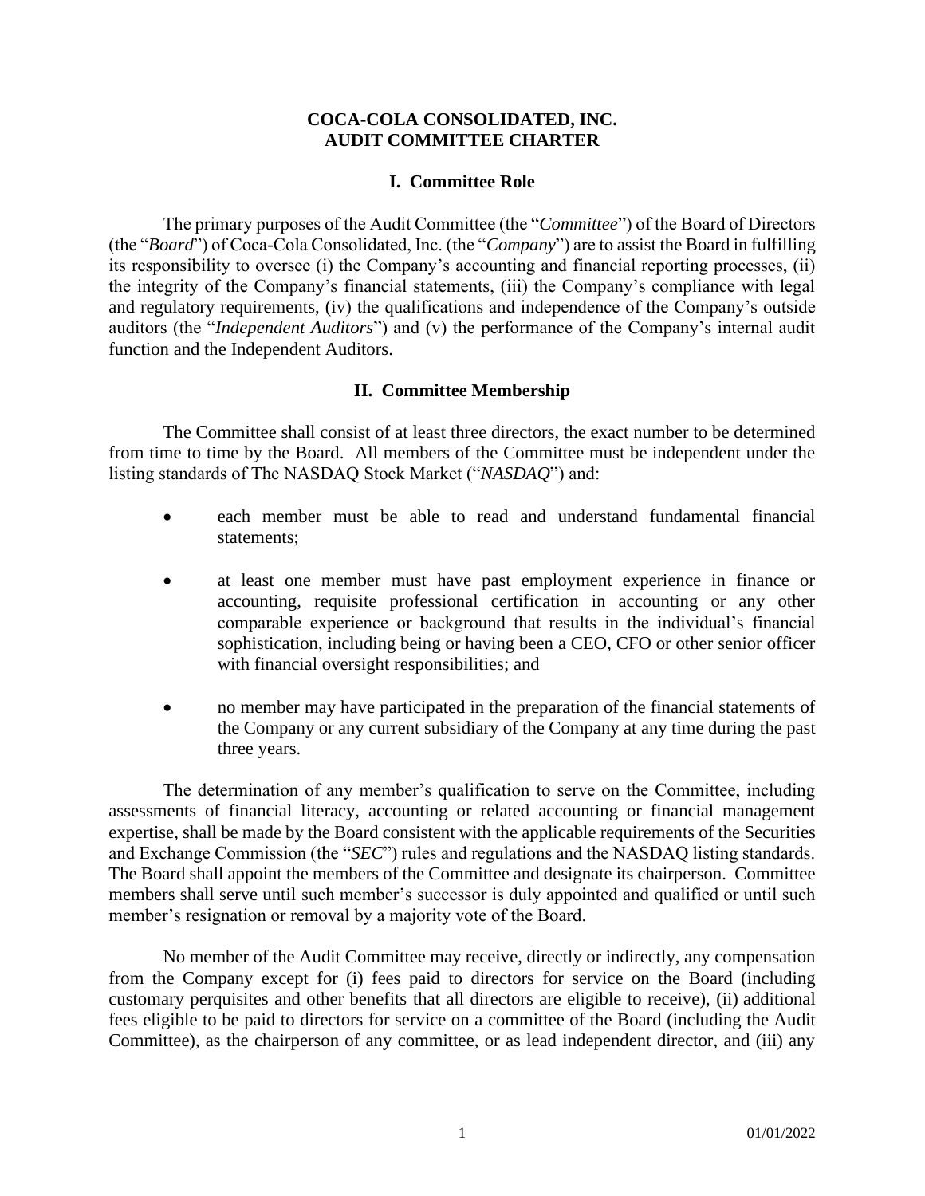# COCA-COLA CONSOLIDATED, INC.
# AUDIT COMMITTEE CHARTER

## I. Committee Role

The primary purposes of the Audit Committee (the "*Committee*") of the Board of Directors (the "*Board*") of Coca-Cola Consolidated, Inc. (the "*Company*") are to assist the Board in fulfilling its responsibility to oversee (i) the Company's accounting and financial reporting processes, (ii) the integrity of the Company's financial statements, (iii) the Company's compliance with legal and regulatory requirements, (iv) the qualifications and independence of the Company's outside auditors (the "*Independent Auditors*") and (v) the performance of the Company's internal audit function and the Independent Auditors.

## II. Committee Membership

The Committee shall consist of at least three directors, the exact number to be determined from time to time by the Board. All members of the Committee must be independent under the listing standards of The NASDAQ Stock Market ("*NASDAQ*") and:

- each member must be able to read and understand fundamental financial statements;
- at least one member must have past employment experience in finance or accounting, requisite professional certification in accounting or any other comparable experience or background that results in the individual's financial sophistication, including being or having been a CEO, CFO or other senior officer with financial oversight responsibilities; and
- no member may have participated in the preparation of the financial statements of the Company or any current subsidiary of the Company at any time during the past three years.

The determination of any member's qualification to serve on the Committee, including assessments of financial literacy, accounting or related accounting or financial management expertise, shall be made by the Board consistent with the applicable requirements of the Securities and Exchange Commission (the "*SEC*") rules and regulations and the NASDAQ listing standards. The Board shall appoint the members of the Committee and designate its chairperson. Committee members shall serve until such member's successor is duly appointed and qualified or until such member's resignation or removal by a majority vote of the Board.

No member of the Audit Committee may receive, directly or indirectly, any compensation from the Company except for (i) fees paid to directors for service on the Board (including customary perquisites and other benefits that all directors are eligible to receive), (ii) additional fees eligible to be paid to directors for service on a committee of the Board (including the Audit Committee), as the chairperson of any committee, or as lead independent director, and (iii) any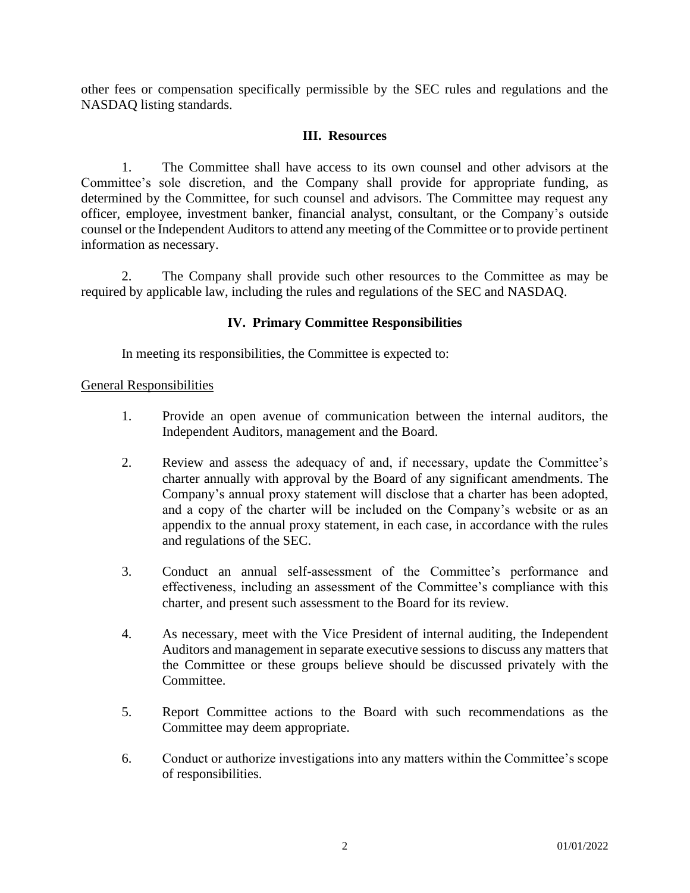other fees or compensation specifically permissible by the SEC rules and regulations and the NASDAQ listing standards.

## III. Resources

1. The Committee shall have access to its own counsel and other advisors at the Committee's sole discretion, and the Company shall provide for appropriate funding, as determined by the Committee, for such counsel and advisors. The Committee may request any officer, employee, investment banker, financial analyst, consultant, or the Company's outside counsel or the Independent Auditors to attend any meeting of the Committee or to provide pertinent information as necessary.

2. The Company shall provide such other resources to the Committee as may be required by applicable law, including the rules and regulations of the SEC and NASDAQ.

## IV. Primary Committee Responsibilities

In meeting its responsibilities, the Committee is expected to:

<u>General Responsibilities</u>

1. Provide an open avenue of communication between the internal auditors, the Independent Auditors, management and the Board.

2. Review and assess the adequacy of and, if necessary, update the Committee's charter annually with approval by the Board of any significant amendments. The Company's annual proxy statement will disclose that a charter has been adopted, and a copy of the charter will be included on the Company's website or as an appendix to the annual proxy statement, in each case, in accordance with the rules and regulations of the SEC.

3. Conduct an annual self-assessment of the Committee's performance and effectiveness, including an assessment of the Committee's compliance with this charter, and present such assessment to the Board for its review.

4. As necessary, meet with the Vice President of internal auditing, the Independent Auditors and management in separate executive sessions to discuss any matters that the Committee or these groups believe should be discussed privately with the Committee.

5. Report Committee actions to the Board with such recommendations as the Committee may deem appropriate.

6. Conduct or authorize investigations into any matters within the Committee's scope of responsibilities.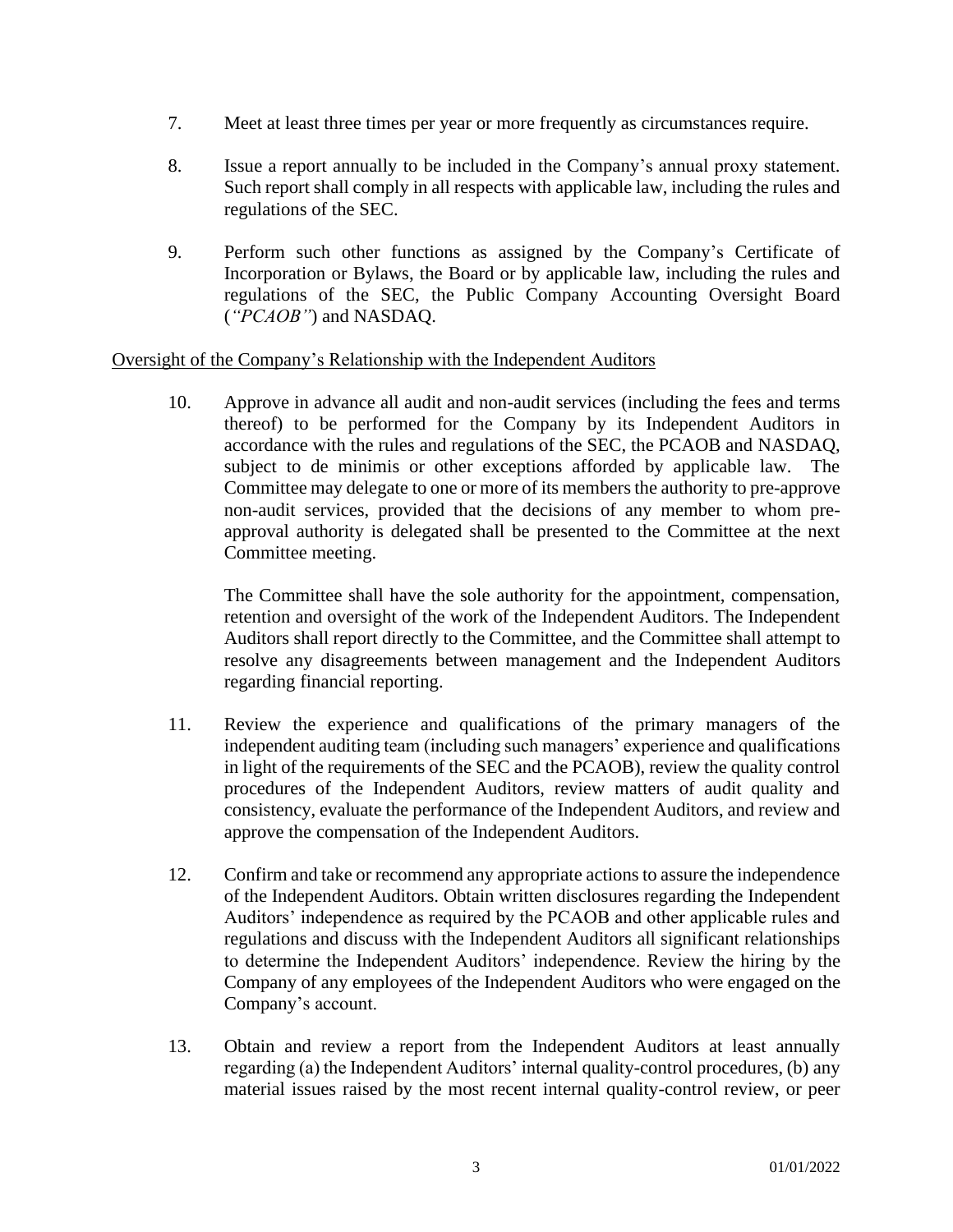7. Meet at least three times per year or more frequently as circumstances require.

8. Issue a report annually to be included in the Company's annual proxy statement. Such report shall comply in all respects with applicable law, including the rules and regulations of the SEC.

9. Perform such other functions as assigned by the Company's Certificate of Incorporation or Bylaws, the Board or by applicable law, including the rules and regulations of the SEC, the Public Company Accounting Oversight Board (*"PCAOB"*) and NASDAQ.

<u>Oversight of the Company's Relationship with the Independent Auditors</u>

10. Approve in advance all audit and non-audit services (including the fees and terms thereof) to be performed for the Company by its Independent Auditors in accordance with the rules and regulations of the SEC, the PCAOB and NASDAQ, subject to de minimis or other exceptions afforded by applicable law. The Committee may delegate to one or more of its members the authority to pre-approve non-audit services, provided that the decisions of any member to whom pre-approval authority is delegated shall be presented to the Committee at the next Committee meeting.

    The Committee shall have the sole authority for the appointment, compensation, retention and oversight of the work of the Independent Auditors. The Independent Auditors shall report directly to the Committee, and the Committee shall attempt to resolve any disagreements between management and the Independent Auditors regarding financial reporting.

11. Review the experience and qualifications of the primary managers of the independent auditing team (including such managers' experience and qualifications in light of the requirements of the SEC and the PCAOB), review the quality control procedures of the Independent Auditors, review matters of audit quality and consistency, evaluate the performance of the Independent Auditors, and review and approve the compensation of the Independent Auditors.

12. Confirm and take or recommend any appropriate actions to assure the independence of the Independent Auditors. Obtain written disclosures regarding the Independent Auditors' independence as required by the PCAOB and other applicable rules and regulations and discuss with the Independent Auditors all significant relationships to determine the Independent Auditors' independence. Review the hiring by the Company of any employees of the Independent Auditors who were engaged on the Company's account.

13. Obtain and review a report from the Independent Auditors at least annually regarding (a) the Independent Auditors' internal quality-control procedures, (b) any material issues raised by the most recent internal quality-control review, or peer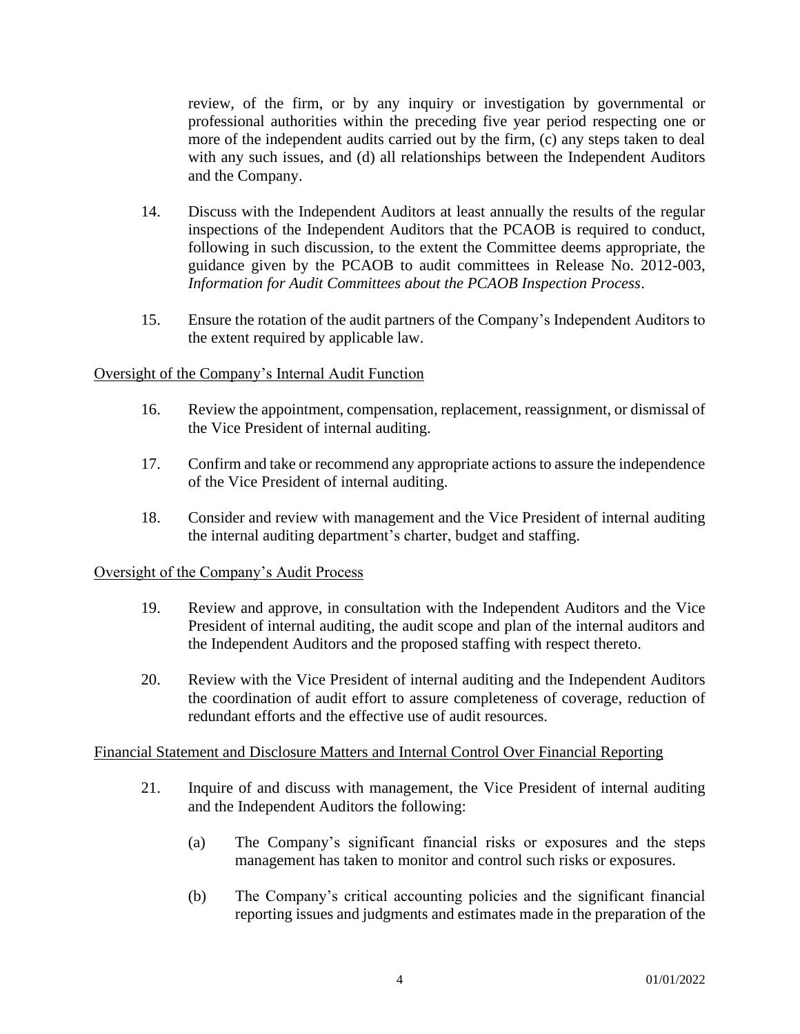review, of the firm, or by any inquiry or investigation by governmental or professional authorities within the preceding five year period respecting one or more of the independent audits carried out by the firm, (c) any steps taken to deal with any such issues, and (d) all relationships between the Independent Auditors and the Company.

14. Discuss with the Independent Auditors at least annually the results of the regular inspections of the Independent Auditors that the PCAOB is required to conduct, following in such discussion, to the extent the Committee deems appropriate, the guidance given by the PCAOB to audit committees in Release No. 2012-003, *Information for Audit Committees about the PCAOB Inspection Process*.

15. Ensure the rotation of the audit partners of the Company's Independent Auditors to the extent required by applicable law.

Oversight of the Company's Internal Audit Function

16. Review the appointment, compensation, replacement, reassignment, or dismissal of the Vice President of internal auditing.

17. Confirm and take or recommend any appropriate actions to assure the independence of the Vice President of internal auditing.

18. Consider and review with management and the Vice President of internal auditing the internal auditing department's charter, budget and staffing.

Oversight of the Company's Audit Process

19. Review and approve, in consultation with the Independent Auditors and the Vice President of internal auditing, the audit scope and plan of the internal auditors and the Independent Auditors and the proposed staffing with respect thereto.

20. Review with the Vice President of internal auditing and the Independent Auditors the coordination of audit effort to assure completeness of coverage, reduction of redundant efforts and the effective use of audit resources.

Financial Statement and Disclosure Matters and Internal Control Over Financial Reporting

21. Inquire of and discuss with management, the Vice President of internal auditing and the Independent Auditors the following:

    (a) The Company's significant financial risks or exposures and the steps management has taken to monitor and control such risks or exposures.

    (b) The Company's critical accounting policies and the significant financial reporting issues and judgments and estimates made in the preparation of the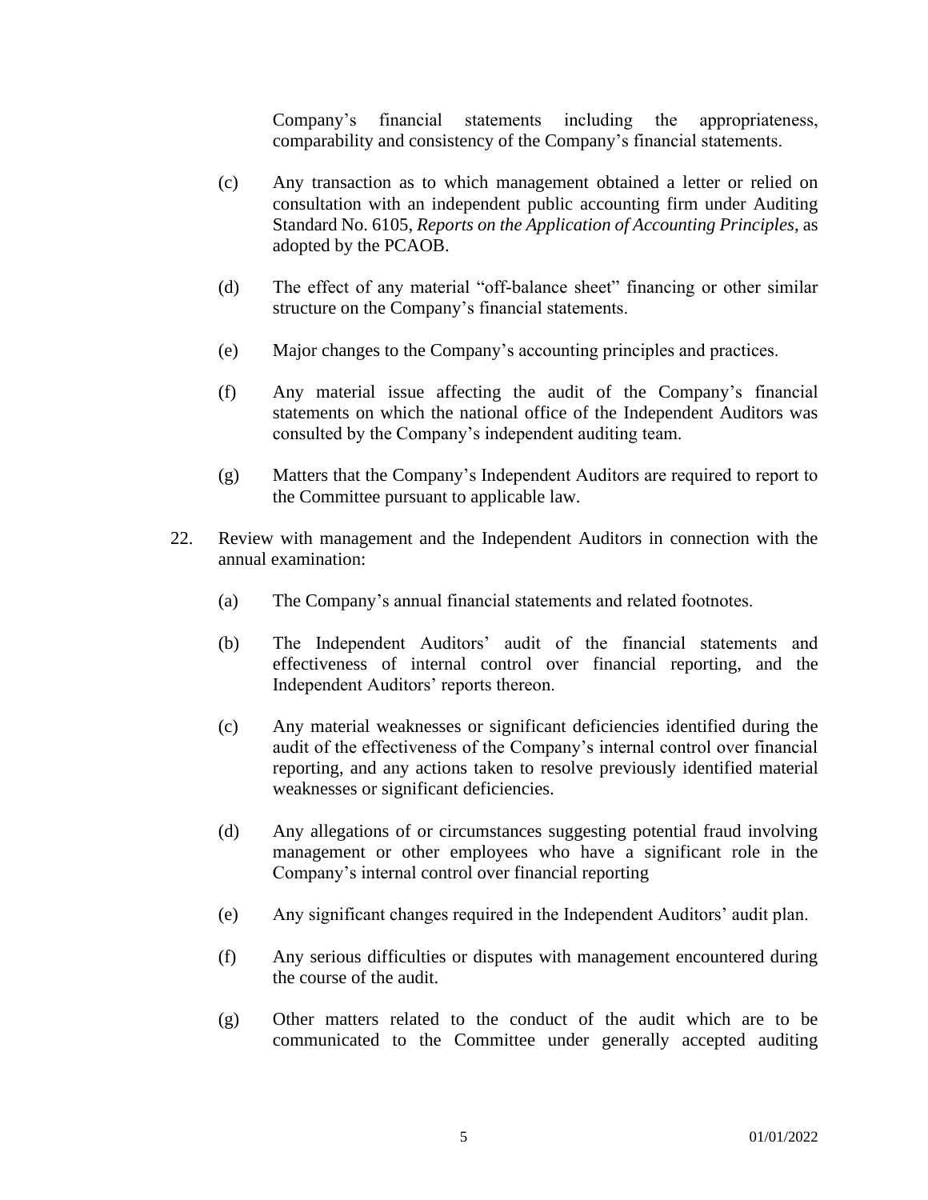Company's financial statements including the appropriateness, comparability and consistency of the Company's financial statements.

(c) Any transaction as to which management obtained a letter or relied on consultation with an independent public accounting firm under Auditing Standard No. 6105, *Reports on the Application of Accounting Principles*, as adopted by the PCAOB.

(d) The effect of any material "off-balance sheet" financing or other similar structure on the Company's financial statements.

(e) Major changes to the Company's accounting principles and practices.

(f) Any material issue affecting the audit of the Company's financial statements on which the national office of the Independent Auditors was consulted by the Company's independent auditing team.

(g) Matters that the Company's Independent Auditors are required to report to the Committee pursuant to applicable law.

22. Review with management and the Independent Auditors in connection with the annual examination:

(a) The Company's annual financial statements and related footnotes.

(b) The Independent Auditors' audit of the financial statements and effectiveness of internal control over financial reporting, and the Independent Auditors' reports thereon.

(c) Any material weaknesses or significant deficiencies identified during the audit of the effectiveness of the Company's internal control over financial reporting, and any actions taken to resolve previously identified material weaknesses or significant deficiencies.

(d) Any allegations of or circumstances suggesting potential fraud involving management or other employees who have a significant role in the Company's internal control over financial reporting

(e) Any significant changes required in the Independent Auditors' audit plan.

(f) Any serious difficulties or disputes with management encountered during the course of the audit.

(g) Other matters related to the conduct of the audit which are to be communicated to the Committee under generally accepted auditing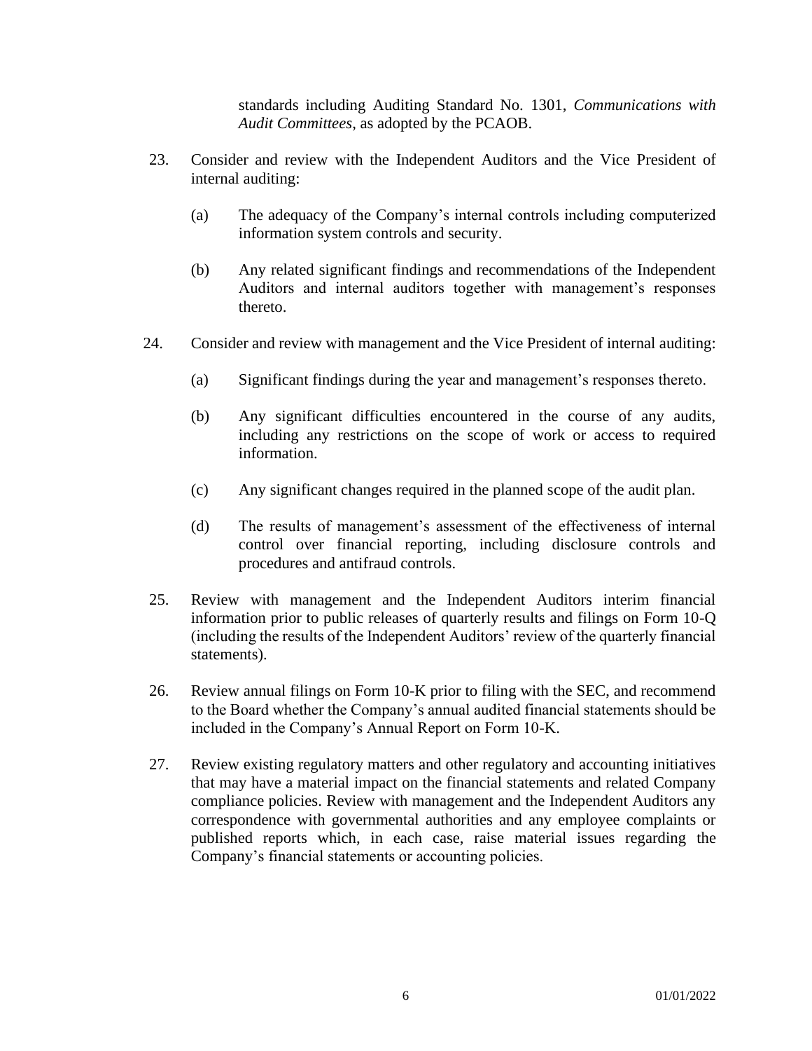standards including Auditing Standard No. 1301, *Communications with Audit Committees*, as adopted by the PCAOB.

23. Consider and review with the Independent Auditors and the Vice President of internal auditing:

    (a) The adequacy of the Company's internal controls including computerized information system controls and security.

    (b) Any related significant findings and recommendations of the Independent Auditors and internal auditors together with management's responses thereto.

24. Consider and review with management and the Vice President of internal auditing:

    (a) Significant findings during the year and management's responses thereto.

    (b) Any significant difficulties encountered in the course of any audits, including any restrictions on the scope of work or access to required information.

    (c) Any significant changes required in the planned scope of the audit plan.

    (d) The results of management's assessment of the effectiveness of internal control over financial reporting, including disclosure controls and procedures and antifraud controls.

25. Review with management and the Independent Auditors interim financial information prior to public releases of quarterly results and filings on Form 10-Q (including the results of the Independent Auditors' review of the quarterly financial statements).

26. Review annual filings on Form 10-K prior to filing with the SEC, and recommend to the Board whether the Company's annual audited financial statements should be included in the Company's Annual Report on Form 10-K.

27. Review existing regulatory matters and other regulatory and accounting initiatives that may have a material impact on the financial statements and related Company compliance policies. Review with management and the Independent Auditors any correspondence with governmental authorities and any employee complaints or published reports which, in each case, raise material issues regarding the Company's financial statements or accounting policies.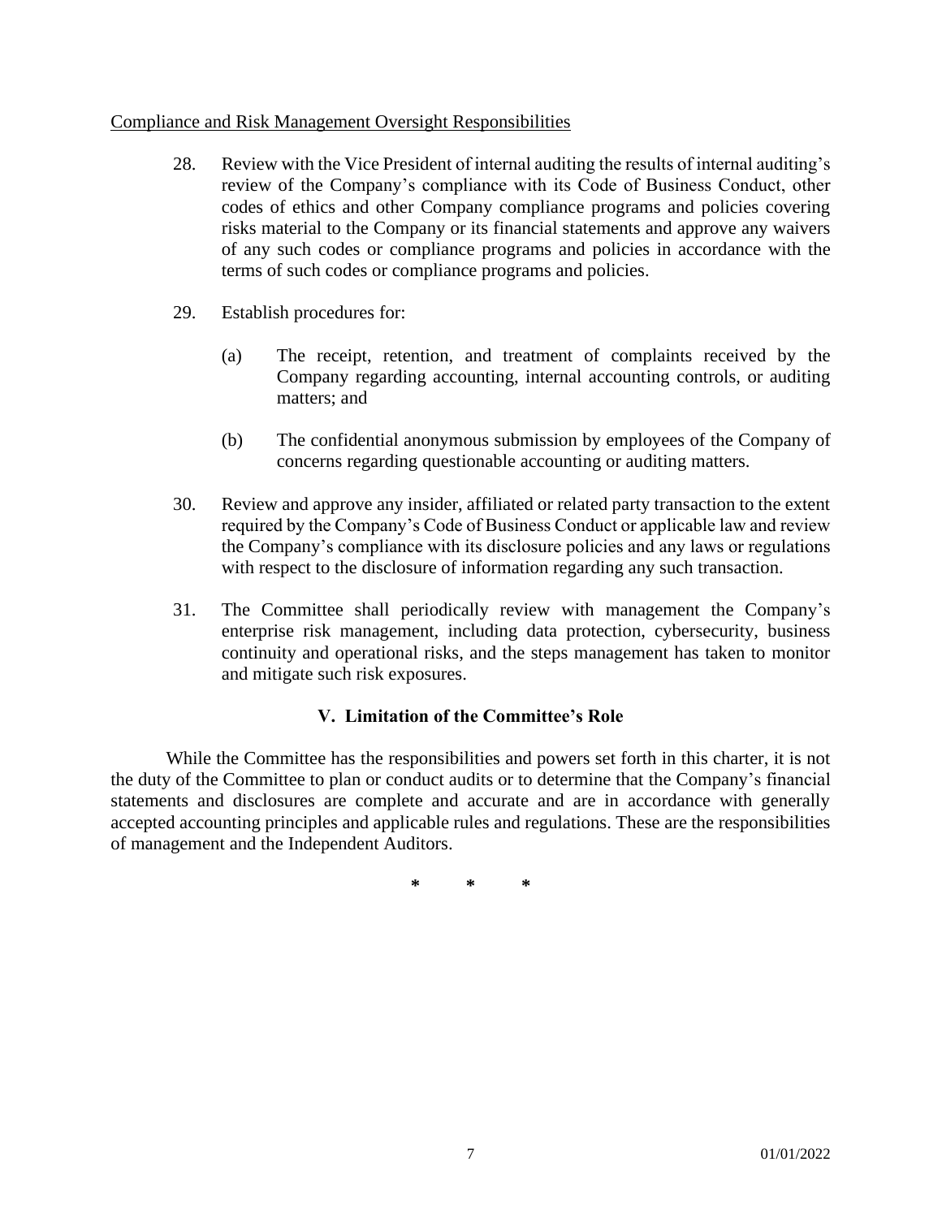Compliance and Risk Management Oversight Responsibilities

28. Review with the Vice President of internal auditing the results of internal auditing's review of the Company's compliance with its Code of Business Conduct, other codes of ethics and other Company compliance programs and policies covering risks material to the Company or its financial statements and approve any waivers of any such codes or compliance programs and policies in accordance with the terms of such codes or compliance programs and policies.

29. Establish procedures for:

    (a) The receipt, retention, and treatment of complaints received by the Company regarding accounting, internal accounting controls, or auditing matters; and

    (b) The confidential anonymous submission by employees of the Company of concerns regarding questionable accounting or auditing matters.

30. Review and approve any insider, affiliated or related party transaction to the extent required by the Company's Code of Business Conduct or applicable law and review the Company's compliance with its disclosure policies and any laws or regulations with respect to the disclosure of information regarding any such transaction.

31. The Committee shall periodically review with management the Company's enterprise risk management, including data protection, cybersecurity, business continuity and operational risks, and the steps management has taken to monitor and mitigate such risk exposures.

## V. Limitation of the Committee's Role

While the Committee has the responsibilities and powers set forth in this charter, it is not the duty of the Committee to plan or conduct audits or to determine that the Company's financial statements and disclosures are complete and accurate and are in accordance with generally accepted accounting principles and applicable rules and regulations. These are the responsibilities of management and the Independent Auditors.

\* \* \*